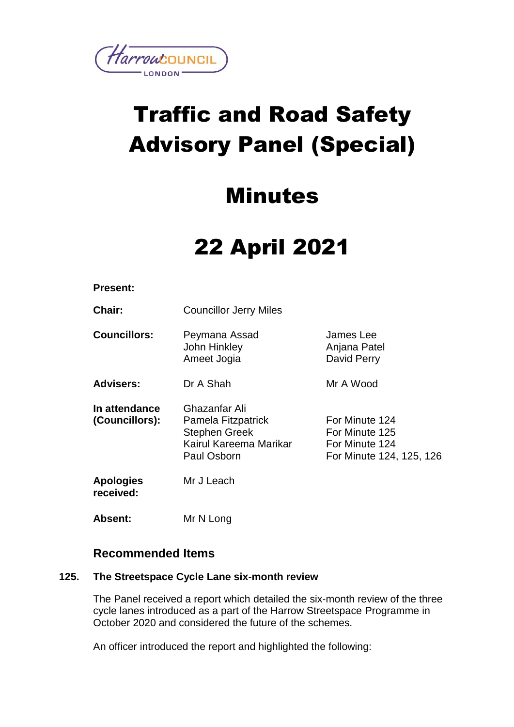# Traffic and Road Safety Advisory Panel (Special)

# Minutes

# 22 April 2021

**Present:**

| | | |
|---|---|---|
| **Chair:** | Councillor Jerry Miles | |
| **Councillors:** | Peymana Assad<br>John Hinkley<br>Ameet Jogia | James Lee<br>Anjana Patel<br>David Perry |
| **Advisers:** | Dr A Shah | Mr A Wood |
| **In attendance (Councillors):** | Ghazanfar Ali<br>Pamela Fitzpatrick<br>Stephen Greek<br>Kairul Kareema Marikar<br>Paul Osborn | <br>For Minute 124<br>For Minute 125<br>For Minute 124<br>For Minute 124, 125, 126 |
| **Apologies received:** | Mr J Leach | |
| **Absent:** | Mr N Long | |

## Recommended Items

### 125. The Streetspace Cycle Lane six-month review

The Panel received a report which detailed the six-month review of the three cycle lanes introduced as a part of the Harrow Streetspace Programme in October 2020 and considered the future of the schemes.

An officer introduced the report and highlighted the following: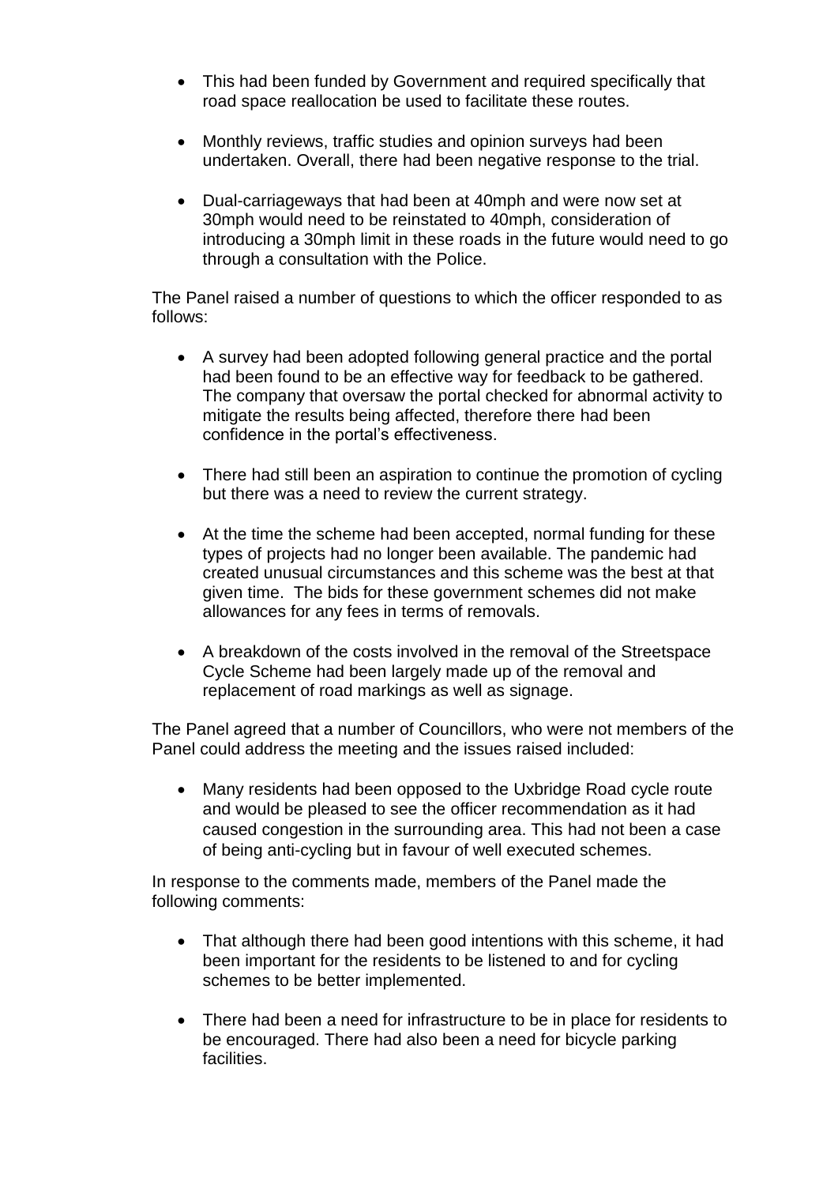- This had been funded by Government and required specifically that road space reallocation be used to facilitate these routes.

- Monthly reviews, traffic studies and opinion surveys had been undertaken. Overall, there had been negative response to the trial.

- Dual-carriageways that had been at 40mph and were now set at 30mph would need to be reinstated to 40mph, consideration of introducing a 30mph limit in these roads in the future would need to go through a consultation with the Police.

The Panel raised a number of questions to which the officer responded to as follows:

- A survey had been adopted following general practice and the portal had been found to be an effective way for feedback to be gathered. The company that oversaw the portal checked for abnormal activity to mitigate the results being affected, therefore there had been confidence in the portal's effectiveness.

- There had still been an aspiration to continue the promotion of cycling but there was a need to review the current strategy.

- At the time the scheme had been accepted, normal funding for these types of projects had no longer been available. The pandemic had created unusual circumstances and this scheme was the best at that given time. The bids for these government schemes did not make allowances for any fees in terms of removals.

- A breakdown of the costs involved in the removal of the Streetspace Cycle Scheme had been largely made up of the removal and replacement of road markings as well as signage.

The Panel agreed that a number of Councillors, who were not members of the Panel could address the meeting and the issues raised included:

- Many residents had been opposed to the Uxbridge Road cycle route and would be pleased to see the officer recommendation as it had caused congestion in the surrounding area. This had not been a case of being anti-cycling but in favour of well executed schemes.

In response to the comments made, members of the Panel made the following comments:

- That although there had been good intentions with this scheme, it had been important for the residents to be listened to and for cycling schemes to be better implemented.

- There had been a need for infrastructure to be in place for residents to be encouraged. There had also been a need for bicycle parking facilities.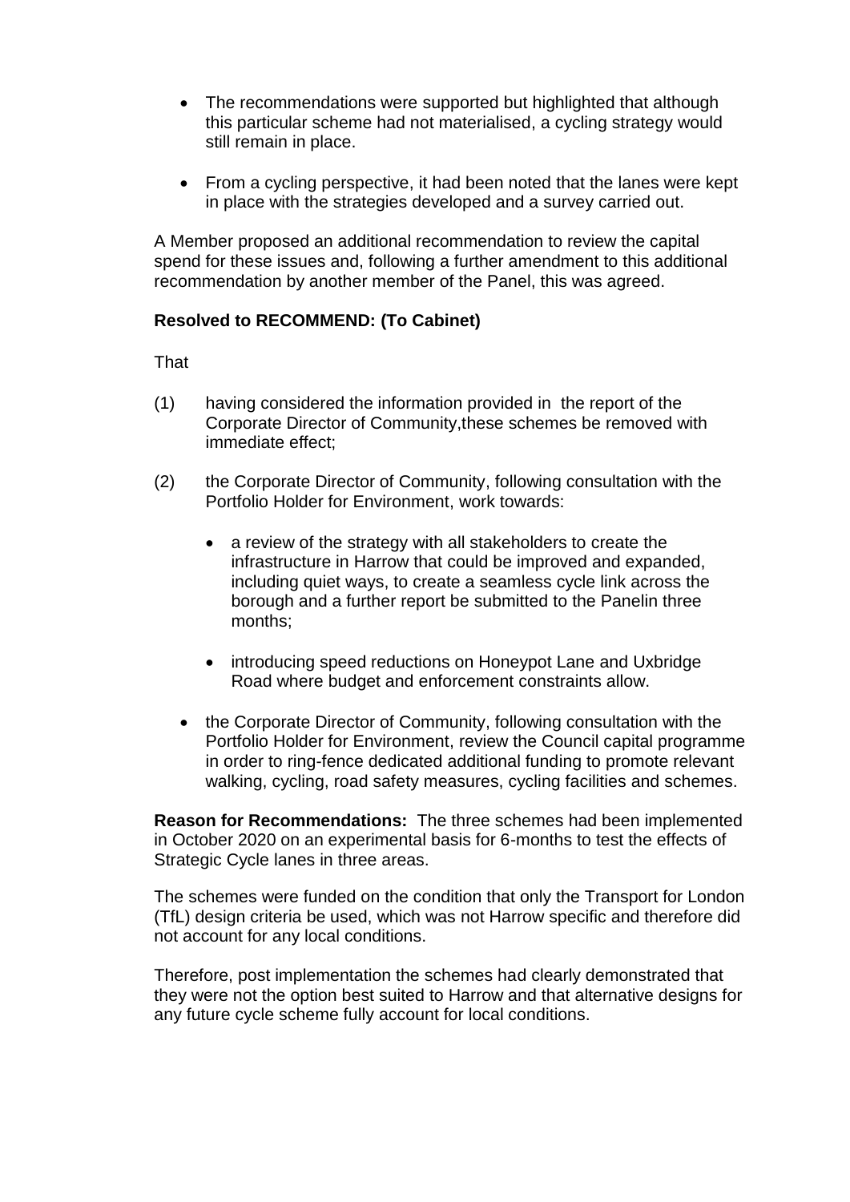- The recommendations were supported but highlighted that although this particular scheme had not materialised, a cycling strategy would still remain in place.

- From a cycling perspective, it had been noted that the lanes were kept in place with the strategies developed and a survey carried out.

A Member proposed an additional recommendation to review the capital spend for these issues and, following a further amendment to this additional recommendation by another member of the Panel, this was agreed.

**Resolved to RECOMMEND: (To Cabinet)**

That

(1) having considered the information provided in the report of the Corporate Director of Community,these schemes be removed with immediate effect;

(2) the Corporate Director of Community, following consultation with the Portfolio Holder for Environment, work towards:

   - a review of the strategy with all stakeholders to create the infrastructure in Harrow that could be improved and expanded, including quiet ways, to create a seamless cycle link across the borough and a further report be submitted to the Panelin three months;

   - introducing speed reductions on Honeypot Lane and Uxbridge Road where budget and enforcement constraints allow.

- the Corporate Director of Community, following consultation with the Portfolio Holder for Environment, review the Council capital programme in order to ring-fence dedicated additional funding to promote relevant walking, cycling, road safety measures, cycling facilities and schemes.

**Reason for Recommendations:** The three schemes had been implemented in October 2020 on an experimental basis for 6-months to test the effects of Strategic Cycle lanes in three areas.

The schemes were funded on the condition that only the Transport for London (TfL) design criteria be used, which was not Harrow specific and therefore did not account for any local conditions.

Therefore, post implementation the schemes had clearly demonstrated that they were not the option best suited to Harrow and that alternative designs for any future cycle scheme fully account for local conditions.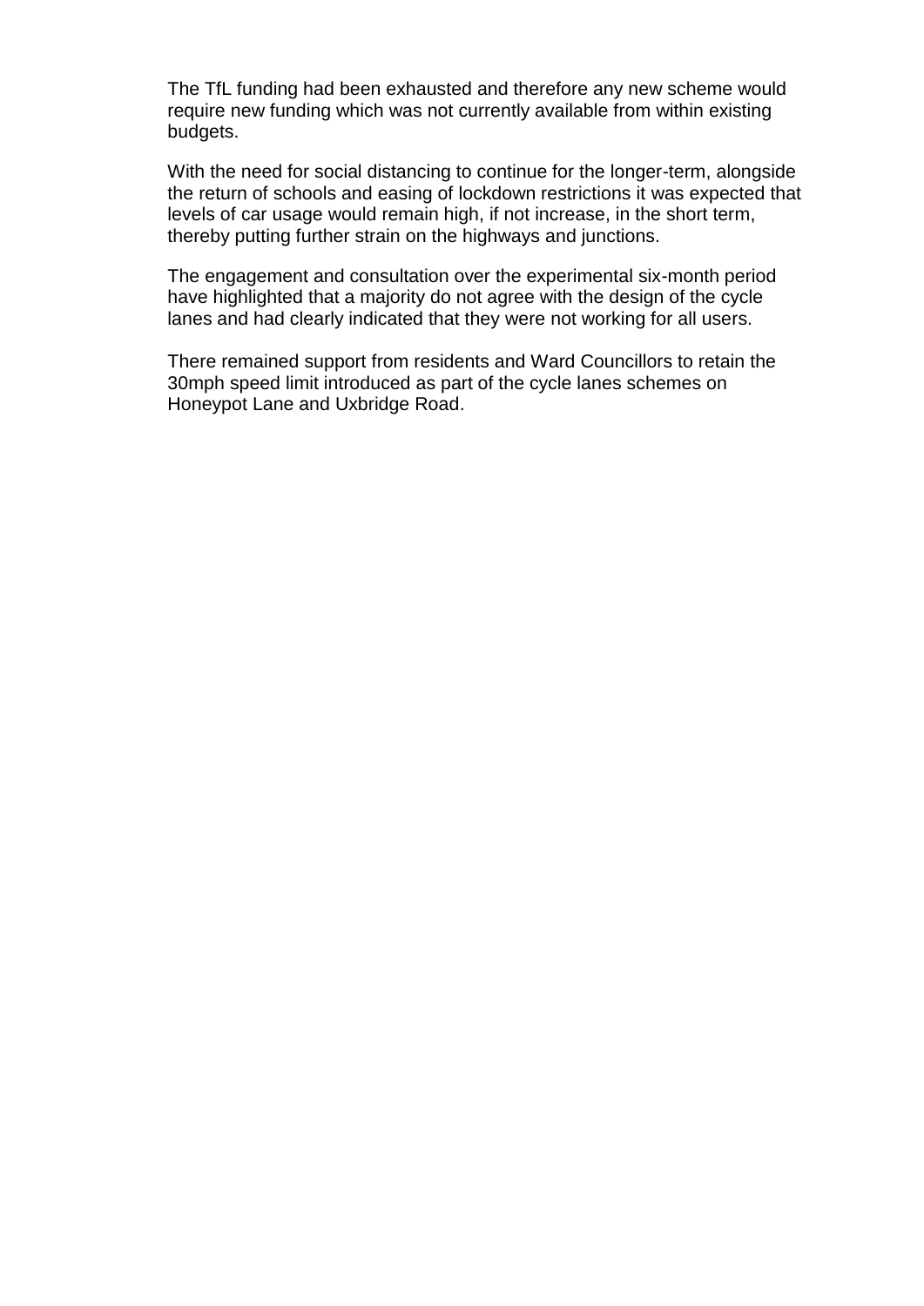The TfL funding had been exhausted and therefore any new scheme would require new funding which was not currently available from within existing budgets.

With the need for social distancing to continue for the longer-term, alongside the return of schools and easing of lockdown restrictions it was expected that levels of car usage would remain high, if not increase, in the short term, thereby putting further strain on the highways and junctions.

The engagement and consultation over the experimental six-month period have highlighted that a majority do not agree with the design of the cycle lanes and had clearly indicated that they were not working for all users.

There remained support from residents and Ward Councillors to retain the 30mph speed limit introduced as part of the cycle lanes schemes on Honeypot Lane and Uxbridge Road.